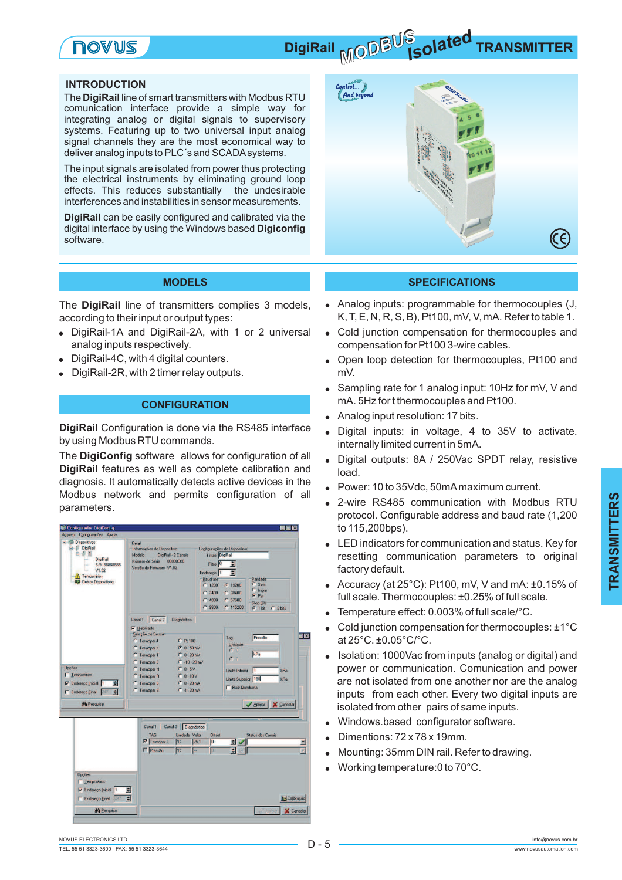# DigiRail MODBUS Isolated TRANSMITTER

## INTRODUCTION

The **DigiRail** line of smart transmitters with Modbus RTU comunication interface provide a simple way for integrating analog or digital signals to supervisory systems. Featuring up to two universal input analog signal channels they are the most economical way to deliver analog inputs to PLC´s and SCADA systems.

The input signals are isolated from power thus protecting the electrical instruments by eliminating ground loop effects. This reduces substantially the undesirable interferences and instabilities in sensor measurements.

**DigiRail** can be easily configured and calibrated via the digital interface by using the Windows based **Digiconfig** software.

## MODELS

The **DigiRail** line of transmitters complies 3 models, according to their input or output types:

- DigiRail-1A and DigiRail-2A, with 1 or 2 universal analog inputs respectively.
- DigiRail-4C, with 4 digital counters.
- DigiRail-2R, with 2 timer relay outputs.

## CONFIGURATION

**DigiRail** Configuration is done via the RS485 interface by using Modbus RTU commands.

The **DigiConfig** software allows for configuration of all **DigiRail** features as well as complete calibration and diagnosis. It automatically detects active devices in the Modbus network and permits configuration of all parameters.

## SPECIFICATIONS

- Analog inputs: programmable for thermocouples (J, K, T, E, N, R, S, B), Pt100, mV, V, mA. Refer to table 1.
- Cold junction compensation for thermocouples and compensation for Pt100 3-wire cables.
- Open loop detection for thermocouples, Pt100 and mV.
- Sampling rate for 1 analog input: 10Hz for mV, V and mA. 5Hz for t thermocouples and Pt100.
- Analog input resolution: 17 bits.
- Digital inputs: in voltage, 4 to 35V to activate. internally limited current in 5mA.
- Digital outputs: 8A / 250Vac SPDT relay, resistive load.
- Power: 10 to 35Vdc, 50mA maximum current.
- 2-wire RS485 communication with Modbus RTU protocol. Configurable address and baud rate (1,200 to 115,200bps).
- LED indicators for communication and status. Key for resetting communication parameters to original factory default.
- Accuracy (at 25°C): Pt100, mV, V and mA: ±0.15% of full scale. Thermocouples: ±0.25% of full scale.
- Temperature effect: 0.003% of full scale/°C.
- Cold junction compensation for thermocouples: ±1°C at 25°C. ±0.05°C/°C.
- Isolation: 1000Vac from inputs (analog or digital) and power or communication. Comunication and power are not isolated from one another nor are the analog inputs from each other. Every two digital inputs are isolated from other pairs of same inputs.
- Windows.based configurator software.
- Dimentions: 72 x 78 x 19mm.
- Mounting: 35mm DIN rail. Refer to drawing.
- Working temperature:0 to 70°C.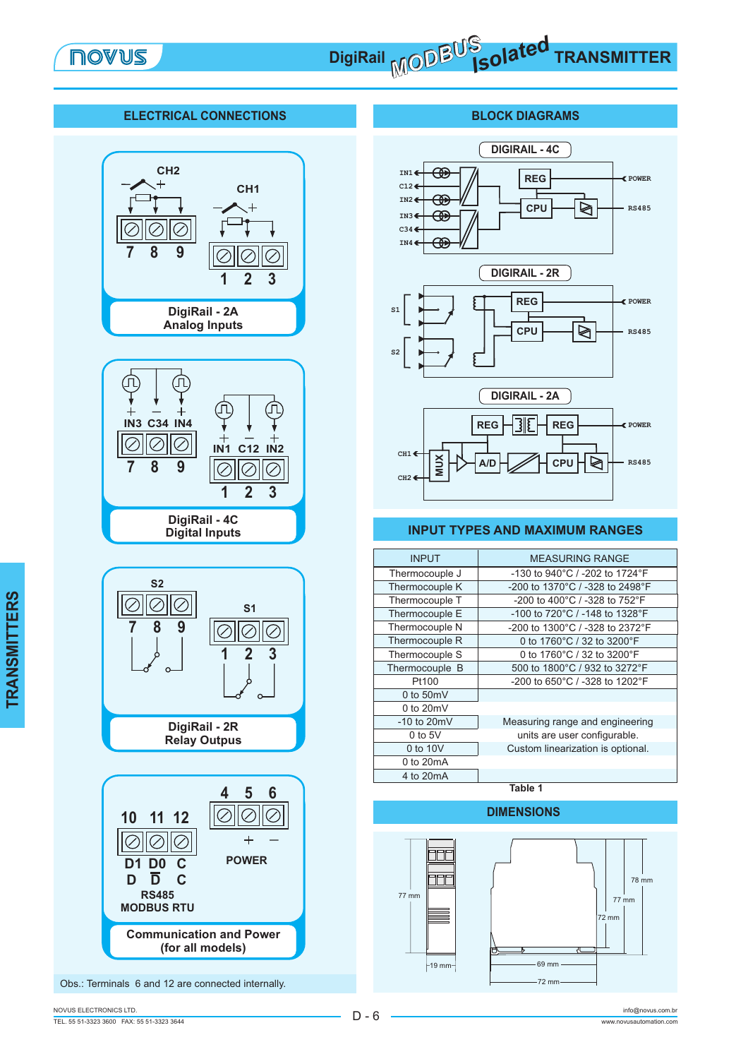## ELECTRICAL CONNECTIONS

CH2

CH1

7 8 9

1 2 3

DigiRail - 2A
Analog Inputs

IN3 C34 IN4

7 8 9

IN1 C12 IN2

1 2 3

DigiRail - 4C
Digital Inputs

S2

7 8 9

S1

1 2 3

DigiRail - 2R
Relay Outpus

4 5 6

10 11 12

D1 D0 C
D D C

RS485
MODBUS RTU

POWER

Communication and Power
(for all models)

Obs.: Terminals 6 and 12 are connected internally.

## BLOCK DIAGRAMS

DIGIRAIL - 4C

IN1, C12, IN2, IN3, C34, IN4, REG, CPU, POWER, RS485

DIGIRAIL - 2R

S1, S2, REG, CPU, POWER, RS485

DIGIRAIL - 2A

CH1, CH2, MUX, A/D, REG, REG, CPU, POWER, RS485

## INPUT TYPES AND MAXIMUM RANGES

| INPUT | MEASURING RANGE |
|---|---|
| Thermocouple J | -130 to 940°C / -202 to 1724°F |
| Thermocouple K | -200 to 1370°C / -328 to 2498°F |
| Thermocouple T | -200 to 400°C / -328 to 752°F |
| Thermocouple E | -100 to 720°C / -148 to 1328°F |
| Thermocouple N | -200 to 1300°C / -328 to 2372°F |
| Thermocouple R | 0 to 1760°C / 32 to 3200°F |
| Thermocouple S | 0 to 1760°C / 32 to 3200°F |
| Thermocouple B | 500 to 1800°C / 932 to 3272°F |
| Pt100 | -200 to 650°C / -328 to 1202°F |
| 0 to 50mV | Measuring range and engineering units are user configurable. Custom linearization is optional. |
| 0 to 20mV | |
| -10 to 20mV | |
| 0 to 5V | |
| 0 to 10V | |
| 0 to 20mA | |
| 4 to 20mA | |

Table 1

## DIMENSIONS

77 mm

19 mm

78 mm

77 mm

72 mm

69 mm

72 mm